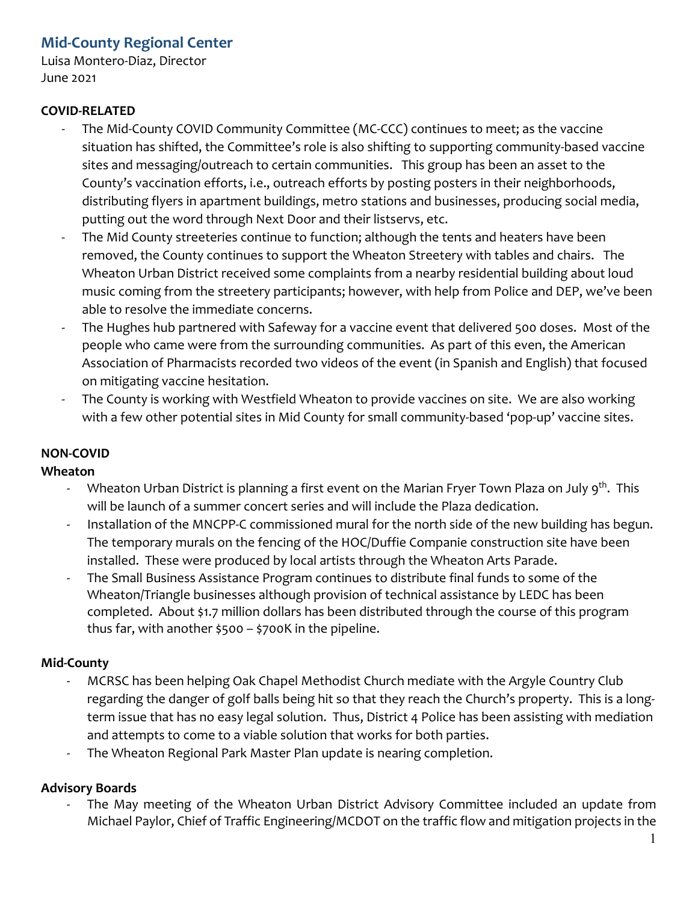## Mid-County Regional Center

Luisa Montero-Diaz, Director
June 2021

**COVID-RELATED**

- The Mid-County COVID Community Committee (MC-CCC) continues to meet; as the vaccine situation has shifted, the Committee's role is also shifting to supporting community-based vaccine sites and messaging/outreach to certain communities. This group has been an asset to the County's vaccination efforts, i.e., outreach efforts by posting posters in their neighborhoods, distributing flyers in apartment buildings, metro stations and businesses, producing social media, putting out the word through Next Door and their listservs, etc.
- The Mid County streeteries continue to function; although the tents and heaters have been removed, the County continues to support the Wheaton Streetery with tables and chairs. The Wheaton Urban District received some complaints from a nearby residential building about loud music coming from the streetery participants; however, with help from Police and DEP, we've been able to resolve the immediate concerns.
- The Hughes hub partnered with Safeway for a vaccine event that delivered 500 doses. Most of the people who came were from the surrounding communities. As part of this even, the American Association of Pharmacists recorded two videos of the event (in Spanish and English) that focused on mitigating vaccine hesitation.
- The County is working with Westfield Wheaton to provide vaccines on site. We are also working with a few other potential sites in Mid County for small community-based 'pop-up' vaccine sites.

**NON-COVID**

**Wheaton**

- Wheaton Urban District is planning a first event on the Marian Fryer Town Plaza on July 9th. This will be launch of a summer concert series and will include the Plaza dedication.
- Installation of the MNCPP-C commissioned mural for the north side of the new building has begun. The temporary murals on the fencing of the HOC/Duffie Companie construction site have been installed. These were produced by local artists through the Wheaton Arts Parade.
- The Small Business Assistance Program continues to distribute final funds to some of the Wheaton/Triangle businesses although provision of technical assistance by LEDC has been completed. About $1.7 million dollars has been distributed through the course of this program thus far, with another $500 – $700K in the pipeline.

**Mid-County**

- MCRSC has been helping Oak Chapel Methodist Church mediate with the Argyle Country Club regarding the danger of golf balls being hit so that they reach the Church's property. This is a long-term issue that has no easy legal solution. Thus, District 4 Police has been assisting with mediation and attempts to come to a viable solution that works for both parties.
- The Wheaton Regional Park Master Plan update is nearing completion.

**Advisory Boards**

- The May meeting of the Wheaton Urban District Advisory Committee included an update from Michael Paylor, Chief of Traffic Engineering/MCDOT on the traffic flow and mitigation projects in the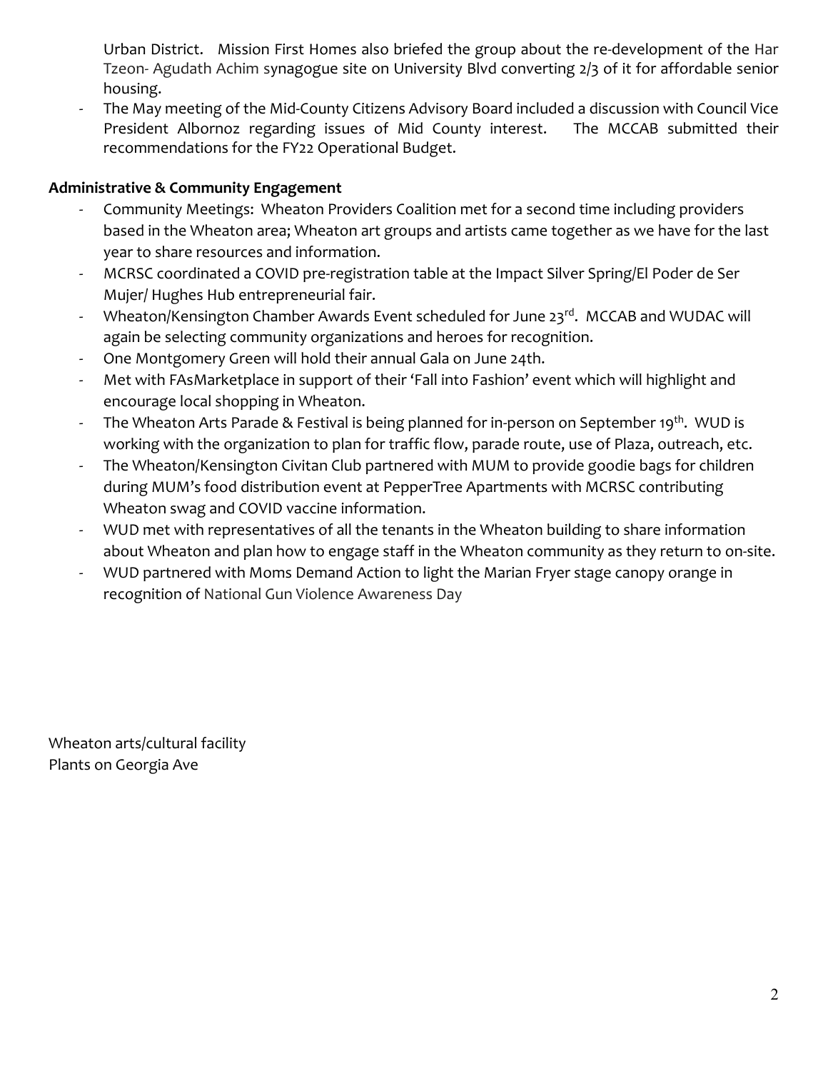Urban District. Mission First Homes also briefed the group about the re-development of the Har Tzeon- Agudath Achim synagogue site on University Blvd converting 2/3 of it for affordable senior housing.

- The May meeting of the Mid-County Citizens Advisory Board included a discussion with Council Vice President Albornoz regarding issues of Mid County interest. The MCCAB submitted their recommendations for the FY22 Operational Budget.

**Administrative & Community Engagement**

- Community Meetings: Wheaton Providers Coalition met for a second time including providers based in the Wheaton area; Wheaton art groups and artists came together as we have for the last year to share resources and information.
- MCRSC coordinated a COVID pre-registration table at the Impact Silver Spring/El Poder de Ser Mujer/ Hughes Hub entrepreneurial fair.
- Wheaton/Kensington Chamber Awards Event scheduled for June 23rd. MCCAB and WUDAC will again be selecting community organizations and heroes for recognition.
- One Montgomery Green will hold their annual Gala on June 24th.
- Met with FAsMarketplace in support of their 'Fall into Fashion' event which will highlight and encourage local shopping in Wheaton.
- The Wheaton Arts Parade & Festival is being planned for in-person on September 19th. WUD is working with the organization to plan for traffic flow, parade route, use of Plaza, outreach, etc.
- The Wheaton/Kensington Civitan Club partnered with MUM to provide goodie bags for children during MUM's food distribution event at PepperTree Apartments with MCRSC contributing Wheaton swag and COVID vaccine information.
- WUD met with representatives of all the tenants in the Wheaton building to share information about Wheaton and plan how to engage staff in the Wheaton community as they return to on-site.
- WUD partnered with Moms Demand Action to light the Marian Fryer stage canopy orange in recognition of National Gun Violence Awareness Day

Wheaton arts/cultural facility
Plants on Georgia Ave